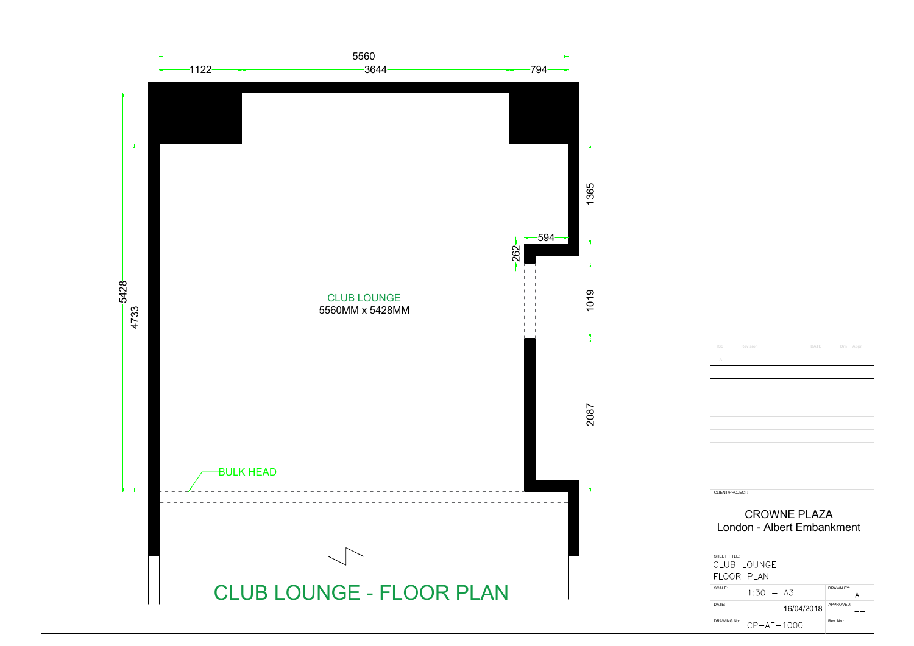5560

1122 — 3644 — 794

5428

4733

1365

594

262

1019

2087

CLUB LOUNGE
5560MM x 5428MM

BULK HEAD

# CLUB LOUNGE - FLOOR PLAN

| ISS | Revision | DATE | Drn | Appr |
|---|---|---|---|---|
| A | | | | |

CLIENT/PROJECT:

CROWNE PLAZA
London - Albert Embankment

SHEET TITLE:
CLUB LOUNGE
FLOOR PLAN

| SCALE: 1:30 – A3 | DRAWN BY: AI |
|---|---|
| DATE: 16/04/2018 | APPROVED: – – |
| DRAWING No: CP–AE–1000 | Rev. No.: |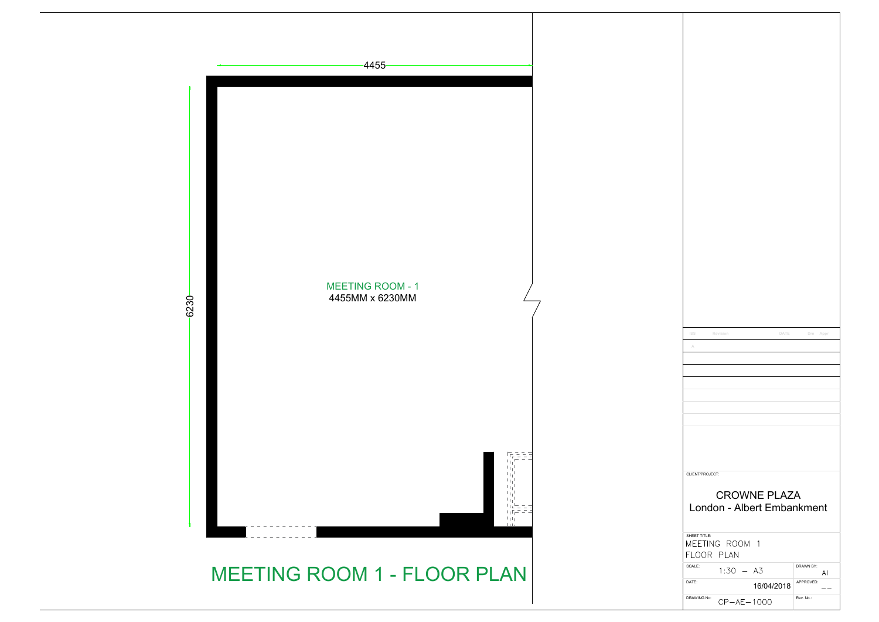4455

6230

MEETING ROOM - 1
4455MM x 6230MM

# MEETING ROOM 1 - FLOOR PLAN

| ISS | Revision | DATE | Drn | Appr |
|---|---|---|---|---|
| A | | | | |

CLIENT/PROJECT:

CROWNE PLAZA
London - Albert Embankment

SHEET TITLE:
MEETING ROOM 1
FLOOR PLAN

| SCALE: 1:30 – A3 | DRAWN BY: AI |
|---|---|
| DATE: 16/04/2018 | APPROVED: – – |
| DRAWING No: CP–AE–1000 | Rev. No.: |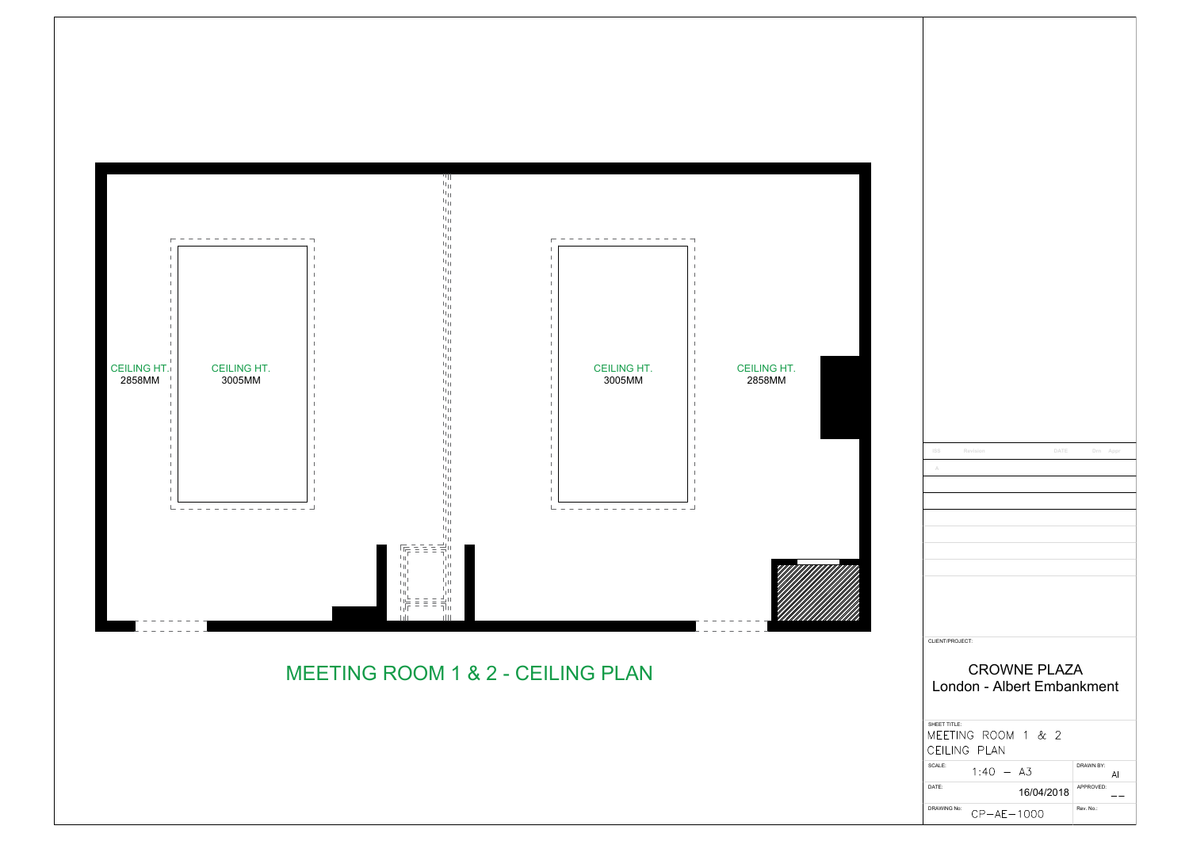CEILING HT.
2858MM

CEILING HT.
3005MM

CEILING HT.
3005MM

CEILING HT.
2858MM

## MEETING ROOM 1 & 2 - CEILING PLAN

| ISS | Revision | DATE | Drn | Appr |
|---|---|---|---|---|
| A | | | | |

CLIENT/PROJECT:

CROWNE PLAZA
London - Albert Embankment

SHEET TITLE:
MEETING ROOM 1 & 2
CEILING PLAN

| SCALE: 1:40 – A3 | DRAWN BY: AI |
|---|---|
| DATE: 16/04/2018 | APPROVED: – – |
| DRAWING No: CP–AE–1000 | Rev. No.: |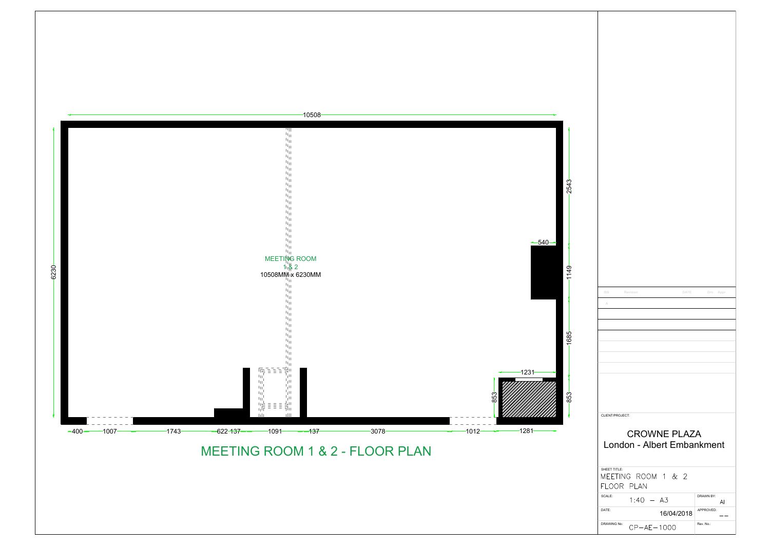10508

6230

2543

540

1149

1685

1231

853

853

MEETING ROOM
1 & 2
10508MM x 6230MM

400 1007 1743 622 137 1091 137 3078 1012 1281

## MEETING ROOM 1 & 2 - FLOOR PLAN

| ISS | Revision | DATE | Drn | Appr |
|---|---|---|---|---|
| A | | | | |

CLIENT/PROJECT:

CROWNE PLAZA
London - Albert Embankment

SHEET TITLE:
MEETING ROOM 1 & 2
FLOOR PLAN

| SCALE: 1:40 – A3 | DRAWN BY: AI |
|---|---|
| DATE: 16/04/2018 | APPROVED: – – |
| DRAWING No: CP–AE–1000 | Rev. No.: |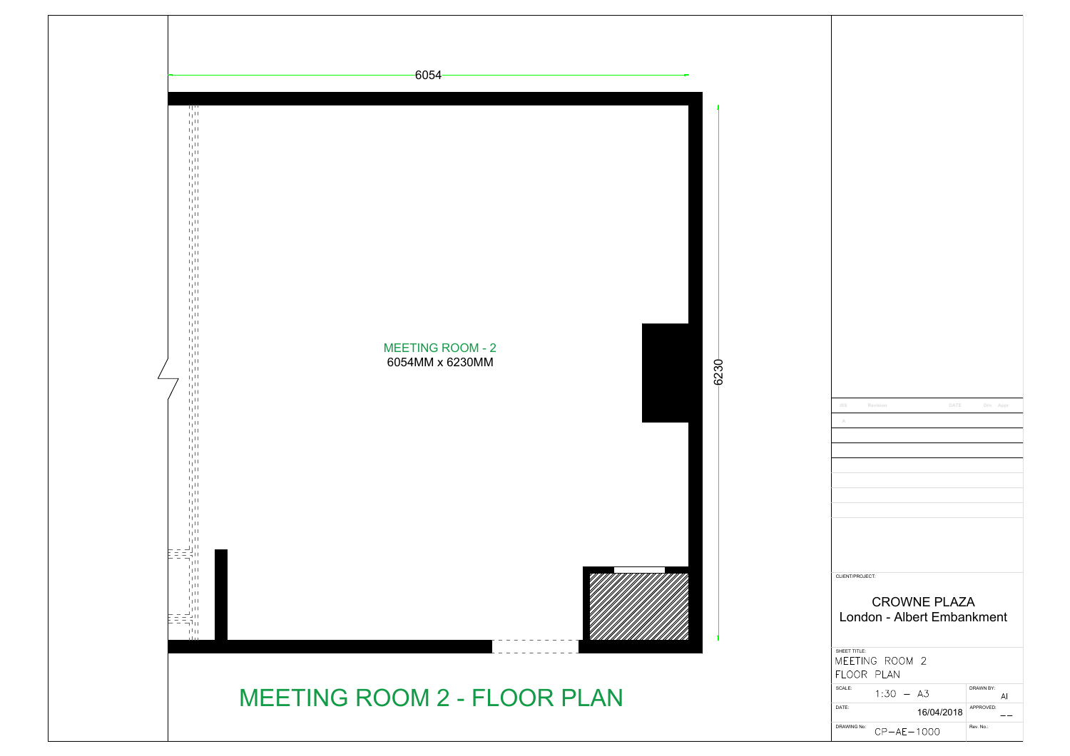6054

6230

MEETING ROOM - 2
6054MM x 6230MM

# MEETING ROOM 2 - FLOOR PLAN

| ISS | Revision | DATE | Drn | Appr |
|---|---|---|---|---|
| A | | | | |

CLIENT/PROJECT:

CROWNE PLAZA
London - Albert Embankment

SHEET TITLE:
MEETING ROOM 2
FLOOR PLAN

| SCALE: 1:30 – A3 | DRAWN BY: AI |
|---|---|
| DATE: 16/04/2018 | APPROVED: – – |
| DRAWING No: CP–AE–1000 | Rev. No.: |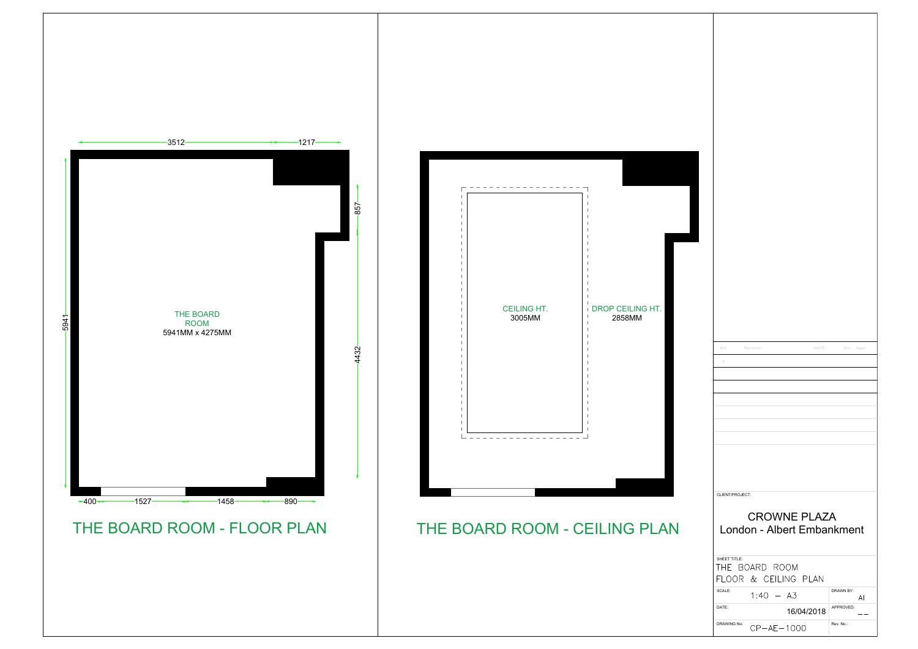3512

1217

857

5941

THE BOARD ROOM
5941MM x 4275MM

4432

400

1527

1458

890

## THE BOARD ROOM - FLOOR PLAN

CEILING HT.
3005MM

DROP CEILING HT.
2858MM

## THE BOARD ROOM - CEILING PLAN

| ISS | Revision | DATE | Drn | Appr |
|---|---|---|---|---|
| A | | | | |

CLIENT/PROJECT:

CROWNE PLAZA
London - Albert Embankment

SHEET TITLE:
THE BOARD ROOM
FLOOR & CEILING PLAN

| | |
|---|---|
| SCALE: 1:40 – A3 | DRAWN BY: AI |
| DATE: 16/04/2018 | APPROVED: – – |
| DRAWING No: CP–AE–1000 | Rev. No.: |